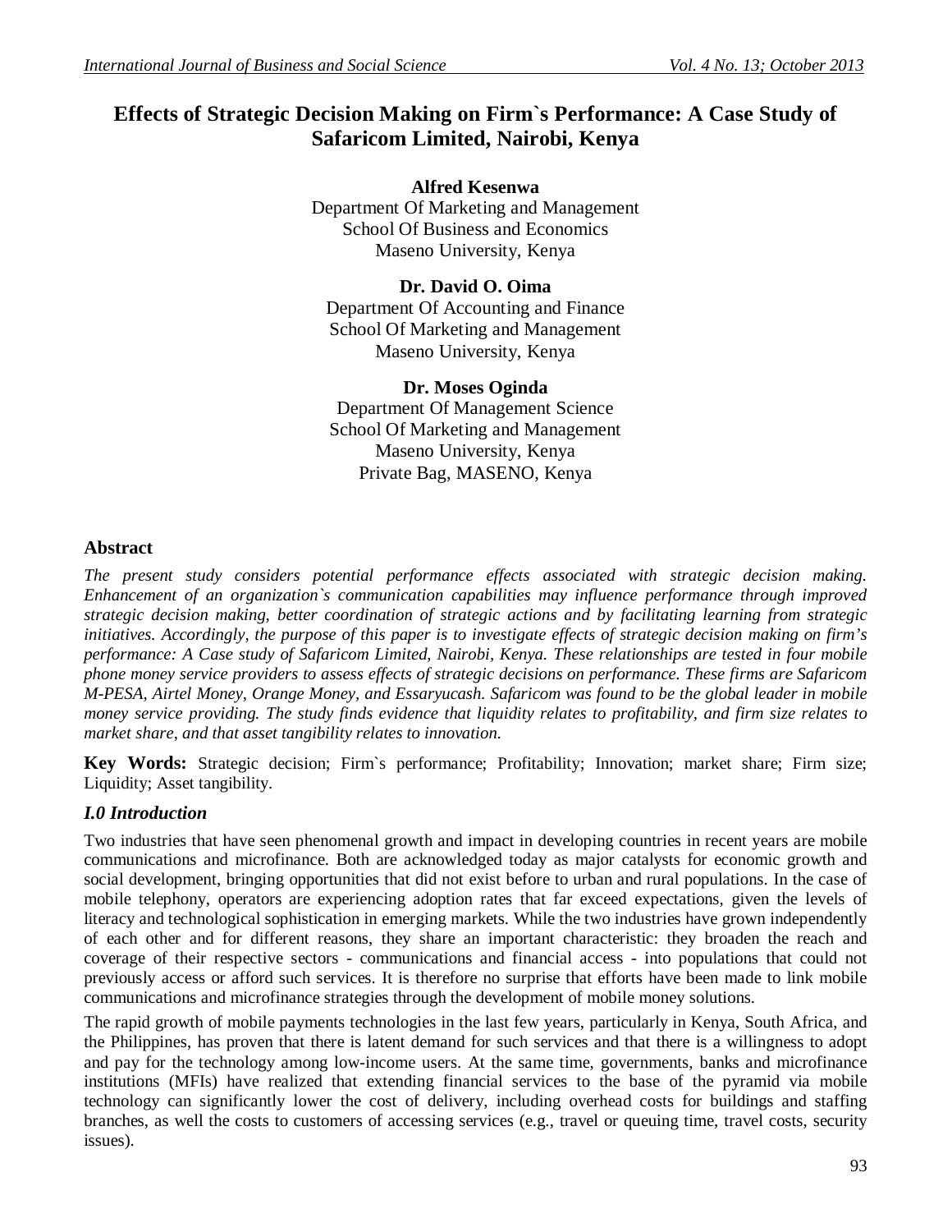# Effects of Strategic Decision Making on Firm`s Performance: A Case Study of Safaricom Limited, Nairobi, Kenya

**Alfred Kesenwa**
Department Of Marketing and Management
School Of Business and Economics
Maseno University, Kenya

**Dr. David O. Oima**
Department Of Accounting and Finance
School Of Marketing and Management
Maseno University, Kenya

**Dr. Moses Oginda**
Department Of Management Science
School Of Marketing and Management
Maseno University, Kenya
Private Bag, MASENO, Kenya

## Abstract

*The present study considers potential performance effects associated with strategic decision making. Enhancement of an organization`s communication capabilities may influence performance through improved strategic decision making, better coordination of strategic actions and by facilitating learning from strategic initiatives. Accordingly, the purpose of this paper is to investigate effects of strategic decision making on firm's performance: A Case study of Safaricom Limited, Nairobi, Kenya. These relationships are tested in four mobile phone money service providers to assess effects of strategic decisions on performance. These firms are Safaricom M-PESA, Airtel Money, Orange Money, and Essaryucash. Safaricom was found to be the global leader in mobile money service providing. The study finds evidence that liquidity relates to profitability, and firm size relates to market share, and that asset tangibility relates to innovation.*

**Key Words:** Strategic decision; Firm`s performance; Profitability; Innovation; market share; Firm size; Liquidity; Asset tangibility.

## *I.0 Introduction*

Two industries that have seen phenomenal growth and impact in developing countries in recent years are mobile communications and microfinance. Both are acknowledged today as major catalysts for economic growth and social development, bringing opportunities that did not exist before to urban and rural populations. In the case of mobile telephony, operators are experiencing adoption rates that far exceed expectations, given the levels of literacy and technological sophistication in emerging markets. While the two industries have grown independently of each other and for different reasons, they share an important characteristic: they broaden the reach and coverage of their respective sectors - communications and financial access - into populations that could not previously access or afford such services. It is therefore no surprise that efforts have been made to link mobile communications and microfinance strategies through the development of mobile money solutions.

The rapid growth of mobile payments technologies in the last few years, particularly in Kenya, South Africa, and the Philippines, has proven that there is latent demand for such services and that there is a willingness to adopt and pay for the technology among low-income users. At the same time, governments, banks and microfinance institutions (MFIs) have realized that extending financial services to the base of the pyramid via mobile technology can significantly lower the cost of delivery, including overhead costs for buildings and staffing branches, as well the costs to customers of accessing services (e.g., travel or queuing time, travel costs, security issues).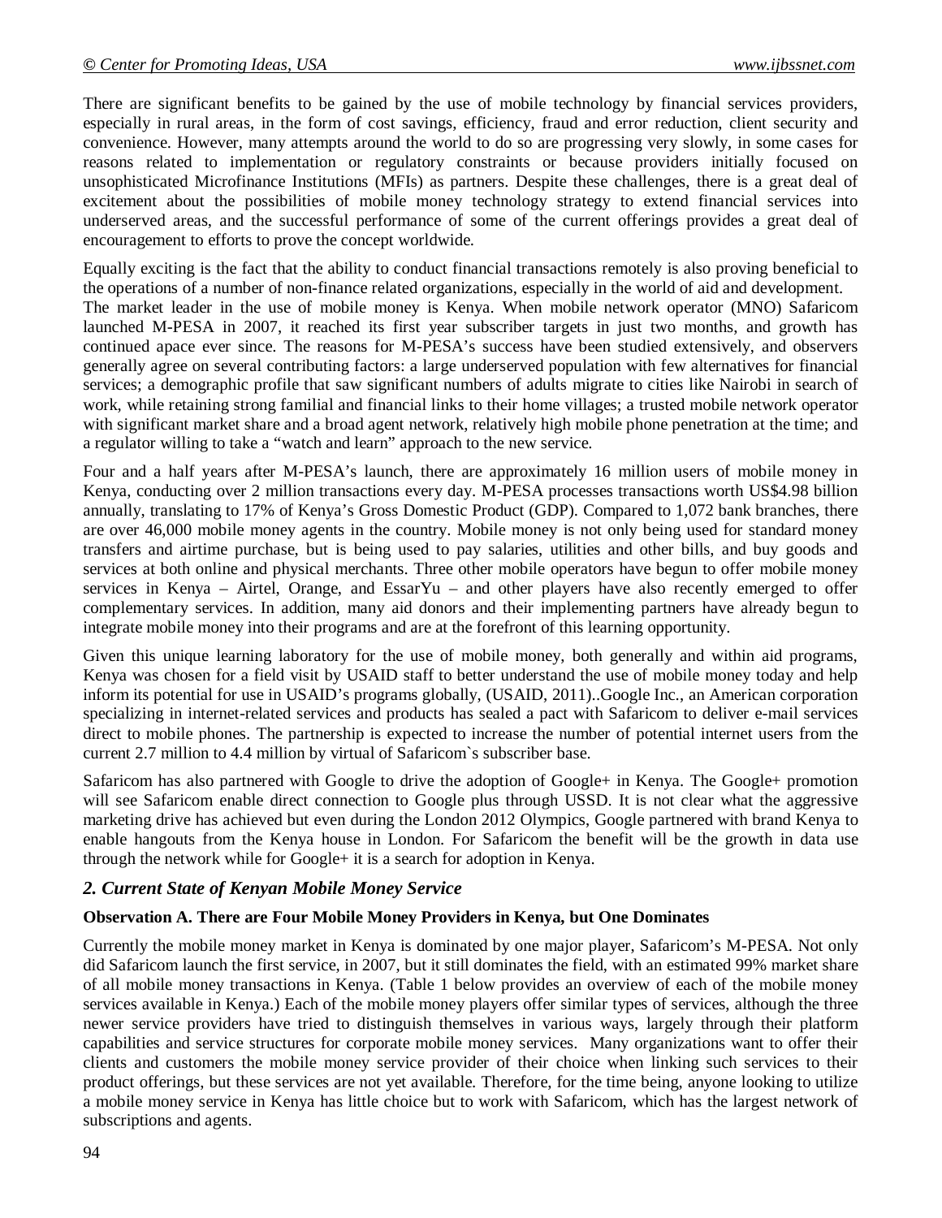There are significant benefits to be gained by the use of mobile technology by financial services providers, especially in rural areas, in the form of cost savings, efficiency, fraud and error reduction, client security and convenience. However, many attempts around the world to do so are progressing very slowly, in some cases for reasons related to implementation or regulatory constraints or because providers initially focused on unsophisticated Microfinance Institutions (MFIs) as partners. Despite these challenges, there is a great deal of excitement about the possibilities of mobile money technology strategy to extend financial services into underserved areas, and the successful performance of some of the current offerings provides a great deal of encouragement to efforts to prove the concept worldwide.

Equally exciting is the fact that the ability to conduct financial transactions remotely is also proving beneficial to the operations of a number of non-finance related organizations, especially in the world of aid and development.

The market leader in the use of mobile money is Kenya. When mobile network operator (MNO) Safaricom launched M-PESA in 2007, it reached its first year subscriber targets in just two months, and growth has continued apace ever since. The reasons for M-PESA's success have been studied extensively, and observers generally agree on several contributing factors: a large underserved population with few alternatives for financial services; a demographic profile that saw significant numbers of adults migrate to cities like Nairobi in search of work, while retaining strong familial and financial links to their home villages; a trusted mobile network operator with significant market share and a broad agent network, relatively high mobile phone penetration at the time; and a regulator willing to take a "watch and learn" approach to the new service.

Four and a half years after M-PESA's launch, there are approximately 16 million users of mobile money in Kenya, conducting over 2 million transactions every day. M-PESA processes transactions worth US$4.98 billion annually, translating to 17% of Kenya's Gross Domestic Product (GDP). Compared to 1,072 bank branches, there are over 46,000 mobile money agents in the country. Mobile money is not only being used for standard money transfers and airtime purchase, but is being used to pay salaries, utilities and other bills, and buy goods and services at both online and physical merchants. Three other mobile operators have begun to offer mobile money services in Kenya – Airtel, Orange, and EssarYu – and other players have also recently emerged to offer complementary services. In addition, many aid donors and their implementing partners have already begun to integrate mobile money into their programs and are at the forefront of this learning opportunity.

Given this unique learning laboratory for the use of mobile money, both generally and within aid programs, Kenya was chosen for a field visit by USAID staff to better understand the use of mobile money today and help inform its potential for use in USAID's programs globally, (USAID, 2011)..Google Inc., an American corporation specializing in internet-related services and products has sealed a pact with Safaricom to deliver e-mail services direct to mobile phones. The partnership is expected to increase the number of potential internet users from the current 2.7 million to 4.4 million by virtual of Safaricom`s subscriber base.

Safaricom has also partnered with Google to drive the adoption of Google+ in Kenya. The Google+ promotion will see Safaricom enable direct connection to Google plus through USSD. It is not clear what the aggressive marketing drive has achieved but even during the London 2012 Olympics, Google partnered with brand Kenya to enable hangouts from the Kenya house in London. For Safaricom the benefit will be the growth in data use through the network while for Google+ it is a search for adoption in Kenya.

## *2. Current State of Kenyan Mobile Money Service*

**Observation A. There are Four Mobile Money Providers in Kenya, but One Dominates**

Currently the mobile money market in Kenya is dominated by one major player, Safaricom's M-PESA. Not only did Safaricom launch the first service, in 2007, but it still dominates the field, with an estimated 99% market share of all mobile money transactions in Kenya. (Table 1 below provides an overview of each of the mobile money services available in Kenya.) Each of the mobile money players offer similar types of services, although the three newer service providers have tried to distinguish themselves in various ways, largely through their platform capabilities and service structures for corporate mobile money services. Many organizations want to offer their clients and customers the mobile money service provider of their choice when linking such services to their product offerings, but these services are not yet available. Therefore, for the time being, anyone looking to utilize a mobile money service in Kenya has little choice but to work with Safaricom, which has the largest network of subscriptions and agents.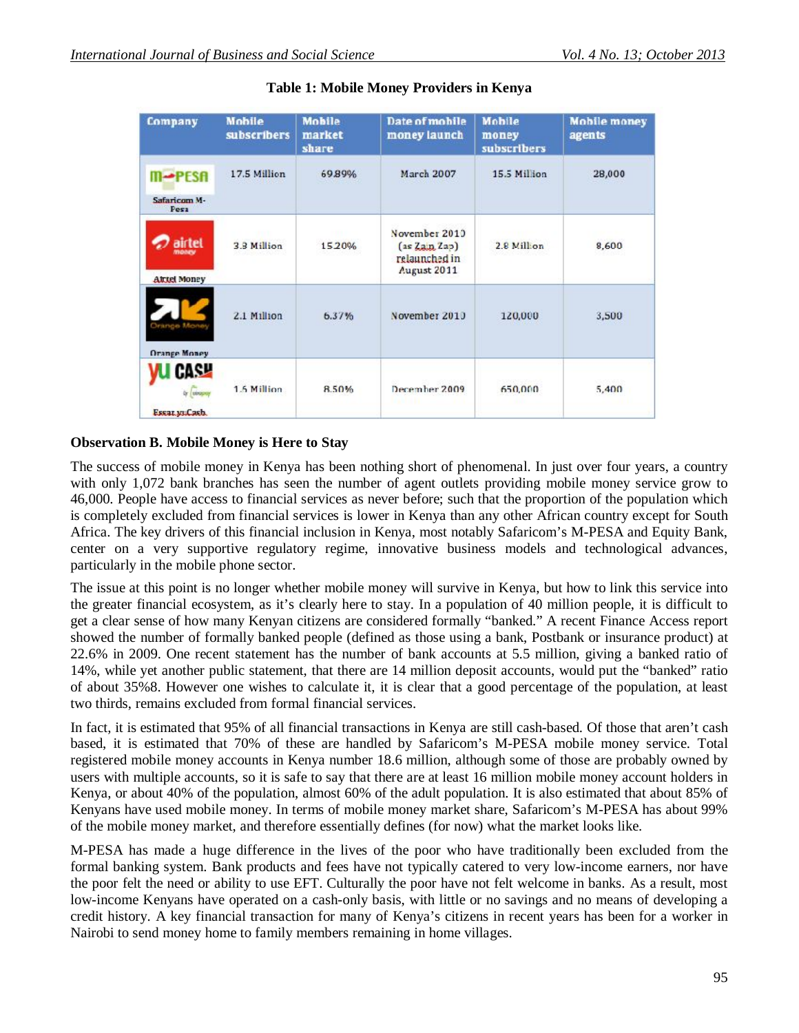**Table 1: Mobile Money Providers in Kenya**

| Company | Mobile subscribers | Mobile market share | Date of mobile money launch | Mobile money subscribers | Mobile money agents |
|---|---|---|---|---|---|
| Safaricom M-Pesa | 17.5 Million | 69.89% | March 2007 | 15.5 Million | 28,000 |
| Airtel Money | 3.8 Million | 15.20% | November 2010 (as Zain Zap) relaunched in August 2011 | 2.8 Million | 8,600 |
| Orange Money | 2.1 Million | 6.37% | November 2010 | 120,000 | 3,500 |
| Essar yuCash | 1.5 Million | 8.50% | December 2009 | 650,000 | 5,400 |

**Observation B. Mobile Money is Here to Stay**

The success of mobile money in Kenya has been nothing short of phenomenal. In just over four years, a country with only 1,072 bank branches has seen the number of agent outlets providing mobile money service grow to 46,000. People have access to financial services as never before; such that the proportion of the population which is completely excluded from financial services is lower in Kenya than any other African country except for South Africa. The key drivers of this financial inclusion in Kenya, most notably Safaricom's M-PESA and Equity Bank, center on a very supportive regulatory regime, innovative business models and technological advances, particularly in the mobile phone sector.

The issue at this point is no longer whether mobile money will survive in Kenya, but how to link this service into the greater financial ecosystem, as it's clearly here to stay. In a population of 40 million people, it is difficult to get a clear sense of how many Kenyan citizens are considered formally "banked." A recent Finance Access report showed the number of formally banked people (defined as those using a bank, Postbank or insurance product) at 22.6% in 2009. One recent statement has the number of bank accounts at 5.5 million, giving a banked ratio of 14%, while yet another public statement, that there are 14 million deposit accounts, would put the "banked" ratio of about 35%8. However one wishes to calculate it, it is clear that a good percentage of the population, at least two thirds, remains excluded from formal financial services.

In fact, it is estimated that 95% of all financial transactions in Kenya are still cash-based. Of those that aren't cash based, it is estimated that 70% of these are handled by Safaricom's M-PESA mobile money service. Total registered mobile money accounts in Kenya number 18.6 million, although some of those are probably owned by users with multiple accounts, so it is safe to say that there are at least 16 million mobile money account holders in Kenya, or about 40% of the population, almost 60% of the adult population. It is also estimated that about 85% of Kenyans have used mobile money. In terms of mobile money market share, Safaricom's M-PESA has about 99% of the mobile money market, and therefore essentially defines (for now) what the market looks like.

M-PESA has made a huge difference in the lives of the poor who have traditionally been excluded from the formal banking system. Bank products and fees have not typically catered to very low-income earners, nor have the poor felt the need or ability to use EFT. Culturally the poor have not felt welcome in banks. As a result, most low-income Kenyans have operated on a cash-only basis, with little or no savings and no means of developing a credit history. A key financial transaction for many of Kenya's citizens in recent years has been for a worker in Nairobi to send money home to family members remaining in home villages.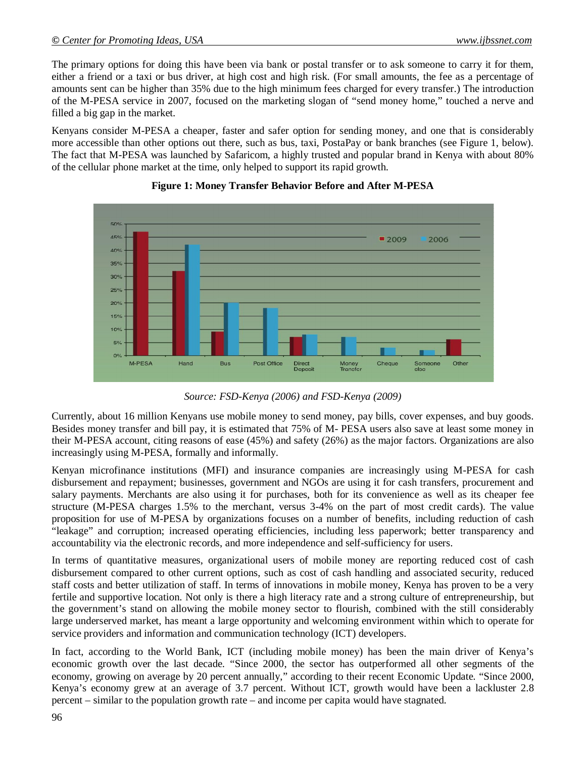The primary options for doing this have been via bank or postal transfer or to ask someone to carry it for them, either a friend or a taxi or bus driver, at high cost and high risk. (For small amounts, the fee as a percentage of amounts sent can be higher than 35% due to the high minimum fees charged for every transfer.) The introduction of the M-PESA service in 2007, focused on the marketing slogan of "send money home," touched a nerve and filled a big gap in the market.

Kenyans consider M-PESA a cheaper, faster and safer option for sending money, and one that is considerably more accessible than other options out there, such as bus, taxi, PostaPay or bank branches (see Figure 1, below). The fact that M-PESA was launched by Safaricom, a highly trusted and popular brand in Kenya with about 80% of the cellular phone market at the time, only helped to support its rapid growth.

**Figure 1: Money Transfer Behavior Before and After M-PESA**

*Source: FSD-Kenya (2006) and FSD-Kenya (2009)*

Currently, about 16 million Kenyans use mobile money to send money, pay bills, cover expenses, and buy goods. Besides money transfer and bill pay, it is estimated that 75% of M- PESA users also save at least some money in their M-PESA account, citing reasons of ease (45%) and safety (26%) as the major factors. Organizations are also increasingly using M-PESA, formally and informally.

Kenyan microfinance institutions (MFI) and insurance companies are increasingly using M-PESA for cash disbursement and repayment; businesses, government and NGOs are using it for cash transfers, procurement and salary payments. Merchants are also using it for purchases, both for its convenience as well as its cheaper fee structure (M-PESA charges 1.5% to the merchant, versus 3-4% on the part of most credit cards). The value proposition for use of M-PESA by organizations focuses on a number of benefits, including reduction of cash "leakage" and corruption; increased operating efficiencies, including less paperwork; better transparency and accountability via the electronic records, and more independence and self-sufficiency for users.

In terms of quantitative measures, organizational users of mobile money are reporting reduced cost of cash disbursement compared to other current options, such as cost of cash handling and associated security, reduced staff costs and better utilization of staff. In terms of innovations in mobile money, Kenya has proven to be a very fertile and supportive location. Not only is there a high literacy rate and a strong culture of entrepreneurship, but the government's stand on allowing the mobile money sector to flourish, combined with the still considerably large underserved market, has meant a large opportunity and welcoming environment within which to operate for service providers and information and communication technology (ICT) developers.

In fact, according to the World Bank, ICT (including mobile money) has been the main driver of Kenya's economic growth over the last decade. "Since 2000, the sector has outperformed all other segments of the economy, growing on average by 20 percent annually," according to their recent Economic Update. "Since 2000, Kenya's economy grew at an average of 3.7 percent. Without ICT, growth would have been a lackluster 2.8 percent – similar to the population growth rate – and income per capita would have stagnated.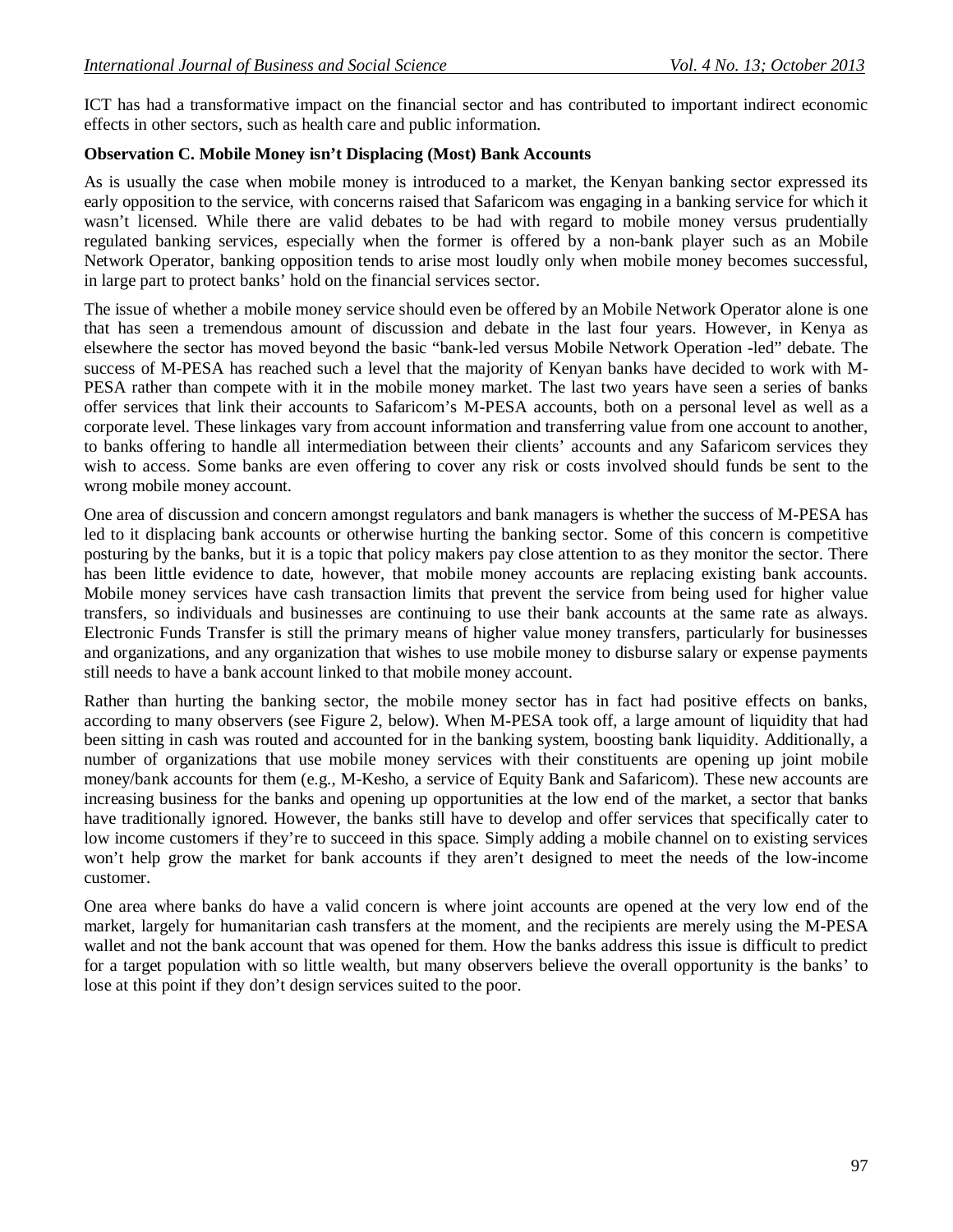ICT has had a transformative impact on the financial sector and has contributed to important indirect economic effects in other sectors, such as health care and public information.

**Observation C. Mobile Money isn't Displacing (Most) Bank Accounts**

As is usually the case when mobile money is introduced to a market, the Kenyan banking sector expressed its early opposition to the service, with concerns raised that Safaricom was engaging in a banking service for which it wasn't licensed. While there are valid debates to be had with regard to mobile money versus prudentially regulated banking services, especially when the former is offered by a non-bank player such as an Mobile Network Operator, banking opposition tends to arise most loudly only when mobile money becomes successful, in large part to protect banks' hold on the financial services sector.

The issue of whether a mobile money service should even be offered by an Mobile Network Operator alone is one that has seen a tremendous amount of discussion and debate in the last four years. However, in Kenya as elsewhere the sector has moved beyond the basic "bank-led versus Mobile Network Operation -led" debate. The success of M-PESA has reached such a level that the majority of Kenyan banks have decided to work with M-PESA rather than compete with it in the mobile money market. The last two years have seen a series of banks offer services that link their accounts to Safaricom's M-PESA accounts, both on a personal level as well as a corporate level. These linkages vary from account information and transferring value from one account to another, to banks offering to handle all intermediation between their clients' accounts and any Safaricom services they wish to access. Some banks are even offering to cover any risk or costs involved should funds be sent to the wrong mobile money account.

One area of discussion and concern amongst regulators and bank managers is whether the success of M-PESA has led to it displacing bank accounts or otherwise hurting the banking sector. Some of this concern is competitive posturing by the banks, but it is a topic that policy makers pay close attention to as they monitor the sector. There has been little evidence to date, however, that mobile money accounts are replacing existing bank accounts. Mobile money services have cash transaction limits that prevent the service from being used for higher value transfers, so individuals and businesses are continuing to use their bank accounts at the same rate as always. Electronic Funds Transfer is still the primary means of higher value money transfers, particularly for businesses and organizations, and any organization that wishes to use mobile money to disburse salary or expense payments still needs to have a bank account linked to that mobile money account.

Rather than hurting the banking sector, the mobile money sector has in fact had positive effects on banks, according to many observers (see Figure 2, below). When M-PESA took off, a large amount of liquidity that had been sitting in cash was routed and accounted for in the banking system, boosting bank liquidity. Additionally, a number of organizations that use mobile money services with their constituents are opening up joint mobile money/bank accounts for them (e.g., M-Kesho, a service of Equity Bank and Safaricom). These new accounts are increasing business for the banks and opening up opportunities at the low end of the market, a sector that banks have traditionally ignored. However, the banks still have to develop and offer services that specifically cater to low income customers if they're to succeed in this space. Simply adding a mobile channel on to existing services won't help grow the market for bank accounts if they aren't designed to meet the needs of the low-income customer.

One area where banks do have a valid concern is where joint accounts are opened at the very low end of the market, largely for humanitarian cash transfers at the moment, and the recipients are merely using the M-PESA wallet and not the bank account that was opened for them. How the banks address this issue is difficult to predict for a target population with so little wealth, but many observers believe the overall opportunity is the banks' to lose at this point if they don't design services suited to the poor.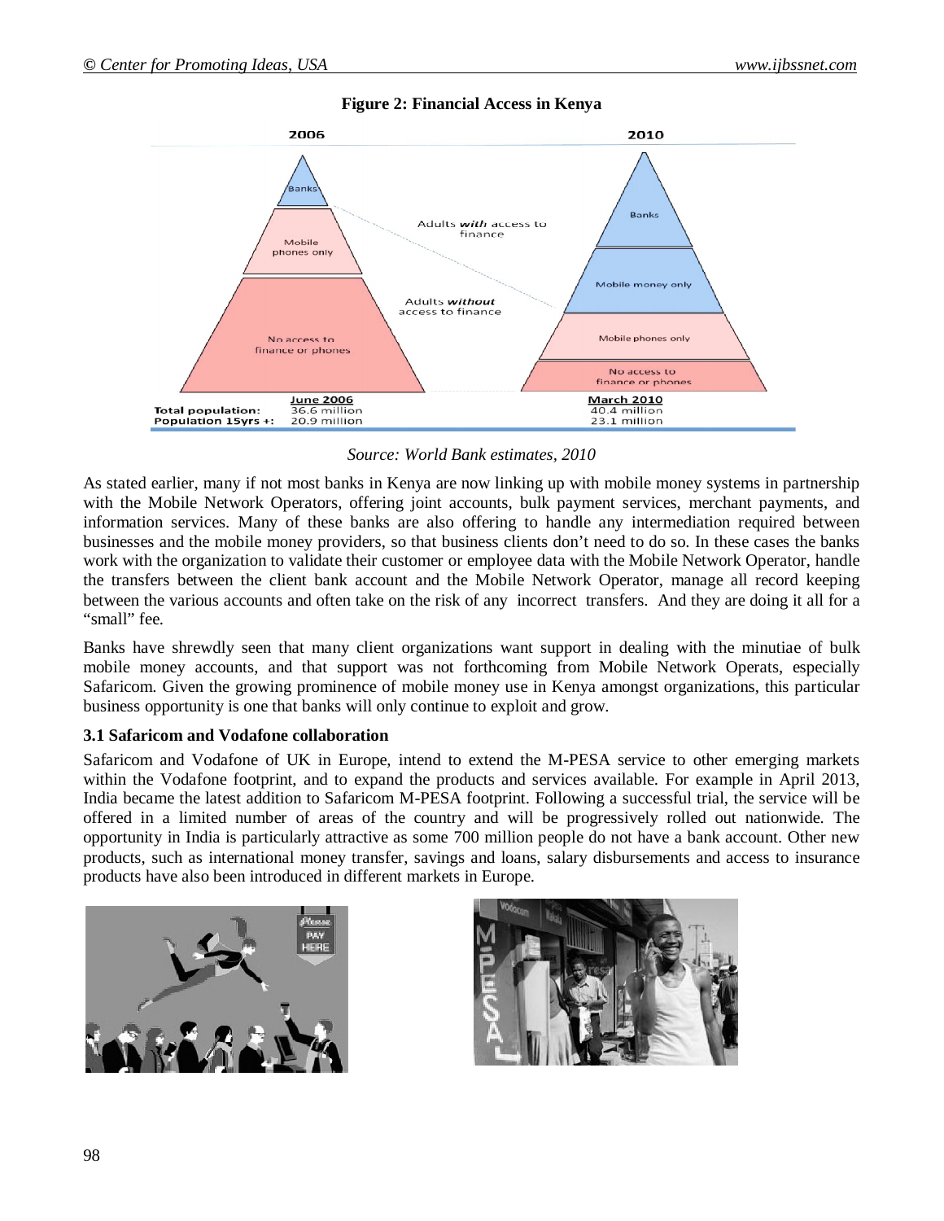**Figure 2: Financial Access in Kenya**

*Source: World Bank estimates, 2010*

As stated earlier, many if not most banks in Kenya are now linking up with mobile money systems in partnership with the Mobile Network Operators, offering joint accounts, bulk payment services, merchant payments, and information services. Many of these banks are also offering to handle any intermediation required between businesses and the mobile money providers, so that business clients don't need to do so. In these cases the banks work with the organization to validate their customer or employee data with the Mobile Network Operator, handle the transfers between the client bank account and the Mobile Network Operator, manage all record keeping between the various accounts and often take on the risk of any incorrect transfers. And they are doing it all for a "small" fee.

Banks have shrewdly seen that many client organizations want support in dealing with the minutiae of bulk mobile money accounts, and that support was not forthcoming from Mobile Network Operats, especially Safaricom. Given the growing prominence of mobile money use in Kenya amongst organizations, this particular business opportunity is one that banks will only continue to exploit and grow.

### 3.1 Safaricom and Vodafone collaboration

Safaricom and Vodafone of UK in Europe, intend to extend the M-PESA service to other emerging markets within the Vodafone footprint, and to expand the products and services available. For example in April 2013, India became the latest addition to Safaricom M-PESA footprint. Following a successful trial, the service will be offered in a limited number of areas of the country and will be progressively rolled out nationwide. The opportunity in India is particularly attractive as some 700 million people do not have a bank account. Other new products, such as international money transfer, savings and loans, salary disbursements and access to insurance products have also been introduced in different markets in Europe.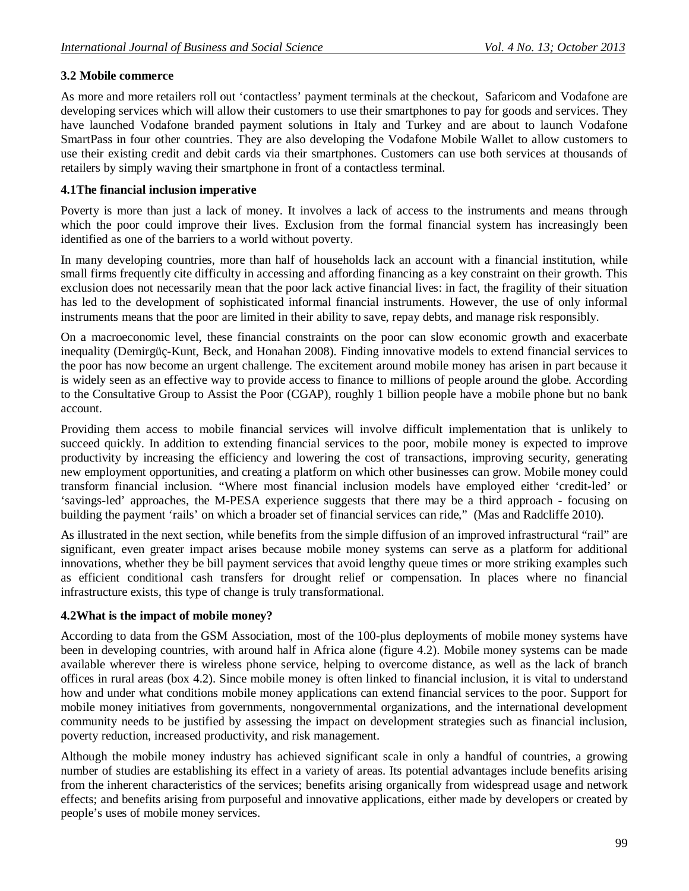### 3.2 Mobile commerce

As more and more retailers roll out 'contactless' payment terminals at the checkout, Safaricom and Vodafone are developing services which will allow their customers to use their smartphones to pay for goods and services. They have launched Vodafone branded payment solutions in Italy and Turkey and are about to launch Vodafone SmartPass in four other countries. They are also developing the Vodafone Mobile Wallet to allow customers to use their existing credit and debit cards via their smartphones. Customers can use both services at thousands of retailers by simply waving their smartphone in front of a contactless terminal.

### 4.1The financial inclusion imperative

Poverty is more than just a lack of money. It involves a lack of access to the instruments and means through which the poor could improve their lives. Exclusion from the formal financial system has increasingly been identified as one of the barriers to a world without poverty.

In many developing countries, more than half of households lack an account with a financial institution, while small firms frequently cite difficulty in accessing and affording financing as a key constraint on their growth. This exclusion does not necessarily mean that the poor lack active financial lives: in fact, the fragility of their situation has led to the development of sophisticated informal financial instruments. However, the use of only informal instruments means that the poor are limited in their ability to save, repay debts, and manage risk responsibly.

On a macroeconomic level, these financial constraints on the poor can slow economic growth and exacerbate inequality (Demirgüç-Kunt, Beck, and Honahan 2008). Finding innovative models to extend financial services to the poor has now become an urgent challenge. The excitement around mobile money has arisen in part because it is widely seen as an effective way to provide access to finance to millions of people around the globe. According to the Consultative Group to Assist the Poor (CGAP), roughly 1 billion people have a mobile phone but no bank account.

Providing them access to mobile financial services will involve difficult implementation that is unlikely to succeed quickly. In addition to extending financial services to the poor, mobile money is expected to improve productivity by increasing the efficiency and lowering the cost of transactions, improving security, generating new employment opportunities, and creating a platform on which other businesses can grow. Mobile money could transform financial inclusion. "Where most financial inclusion models have employed either 'credit-led' or 'savings-led' approaches, the M-PESA experience suggests that there may be a third approach - focusing on building the payment 'rails' on which a broader set of financial services can ride," (Mas and Radcliffe 2010).

As illustrated in the next section, while benefits from the simple diffusion of an improved infrastructural "rail" are significant, even greater impact arises because mobile money systems can serve as a platform for additional innovations, whether they be bill payment services that avoid lengthy queue times or more striking examples such as efficient conditional cash transfers for drought relief or compensation. In places where no financial infrastructure exists, this type of change is truly transformational.

### 4.2What is the impact of mobile money?

According to data from the GSM Association, most of the 100-plus deployments of mobile money systems have been in developing countries, with around half in Africa alone (figure 4.2). Mobile money systems can be made available wherever there is wireless phone service, helping to overcome distance, as well as the lack of branch offices in rural areas (box 4.2). Since mobile money is often linked to financial inclusion, it is vital to understand how and under what conditions mobile money applications can extend financial services to the poor. Support for mobile money initiatives from governments, nongovernmental organizations, and the international development community needs to be justified by assessing the impact on development strategies such as financial inclusion, poverty reduction, increased productivity, and risk management.

Although the mobile money industry has achieved significant scale in only a handful of countries, a growing number of studies are establishing its effect in a variety of areas. Its potential advantages include benefits arising from the inherent characteristics of the services; benefits arising organically from widespread usage and network effects; and benefits arising from purposeful and innovative applications, either made by developers or created by people's uses of mobile money services.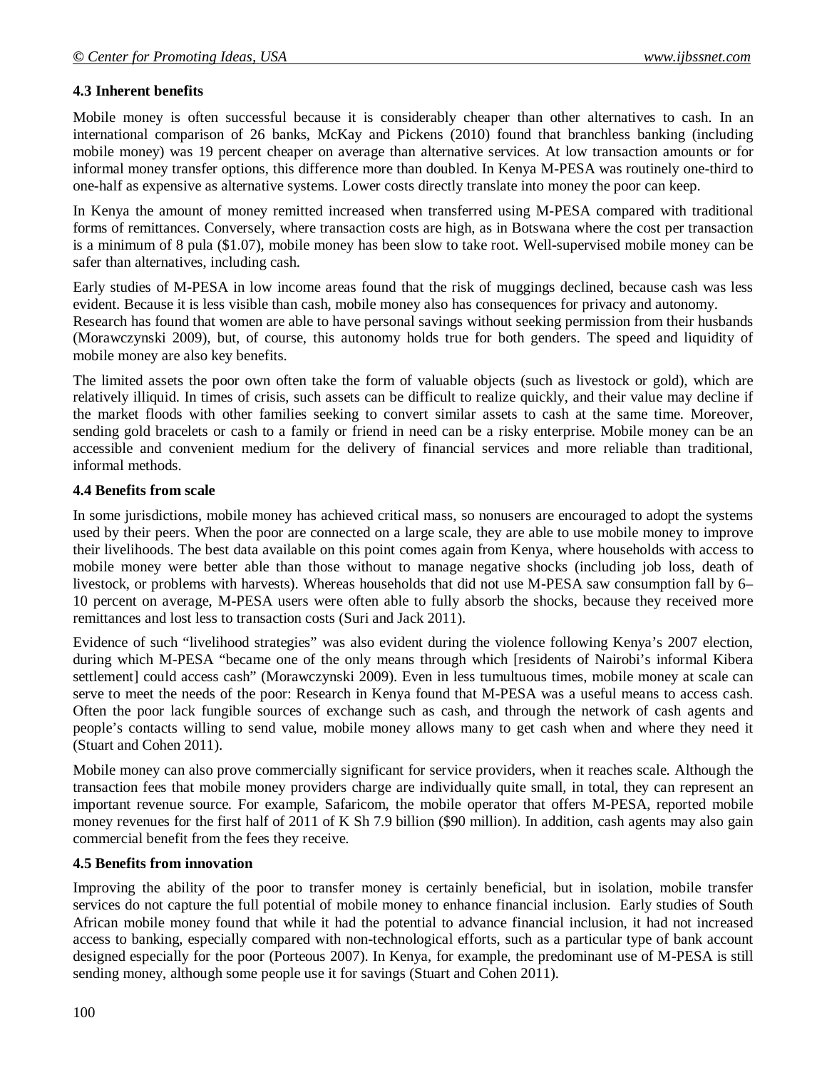### 4.3 Inherent benefits

Mobile money is often successful because it is considerably cheaper than other alternatives to cash. In an international comparison of 26 banks, McKay and Pickens (2010) found that branchless banking (including mobile money) was 19 percent cheaper on average than alternative services. At low transaction amounts or for informal money transfer options, this difference more than doubled. In Kenya M-PESA was routinely one-third to one-half as expensive as alternative systems. Lower costs directly translate into money the poor can keep.

In Kenya the amount of money remitted increased when transferred using M-PESA compared with traditional forms of remittances. Conversely, where transaction costs are high, as in Botswana where the cost per transaction is a minimum of 8 pula ($1.07), mobile money has been slow to take root. Well-supervised mobile money can be safer than alternatives, including cash.

Early studies of M-PESA in low income areas found that the risk of muggings declined, because cash was less evident. Because it is less visible than cash, mobile money also has consequences for privacy and autonomy. Research has found that women are able to have personal savings without seeking permission from their husbands (Morawczynski 2009), but, of course, this autonomy holds true for both genders. The speed and liquidity of mobile money are also key benefits.

The limited assets the poor own often take the form of valuable objects (such as livestock or gold), which are relatively illiquid. In times of crisis, such assets can be difficult to realize quickly, and their value may decline if the market floods with other families seeking to convert similar assets to cash at the same time. Moreover, sending gold bracelets or cash to a family or friend in need can be a risky enterprise. Mobile money can be an accessible and convenient medium for the delivery of financial services and more reliable than traditional, informal methods.

### 4.4 Benefits from scale

In some jurisdictions, mobile money has achieved critical mass, so nonusers are encouraged to adopt the systems used by their peers. When the poor are connected on a large scale, they are able to use mobile money to improve their livelihoods. The best data available on this point comes again from Kenya, where households with access to mobile money were better able than those without to manage negative shocks (including job loss, death of livestock, or problems with harvests). Whereas households that did not use M-PESA saw consumption fall by 6–10 percent on average, M-PESA users were often able to fully absorb the shocks, because they received more remittances and lost less to transaction costs (Suri and Jack 2011).

Evidence of such "livelihood strategies" was also evident during the violence following Kenya's 2007 election, during which M-PESA "became one of the only means through which [residents of Nairobi's informal Kibera settlement] could access cash" (Morawczynski 2009). Even in less tumultuous times, mobile money at scale can serve to meet the needs of the poor: Research in Kenya found that M-PESA was a useful means to access cash. Often the poor lack fungible sources of exchange such as cash, and through the network of cash agents and people's contacts willing to send value, mobile money allows many to get cash when and where they need it (Stuart and Cohen 2011).

Mobile money can also prove commercially significant for service providers, when it reaches scale. Although the transaction fees that mobile money providers charge are individually quite small, in total, they can represent an important revenue source. For example, Safaricom, the mobile operator that offers M-PESA, reported mobile money revenues for the first half of 2011 of K Sh 7.9 billion ($90 million). In addition, cash agents may also gain commercial benefit from the fees they receive.

### 4.5 Benefits from innovation

Improving the ability of the poor to transfer money is certainly beneficial, but in isolation, mobile transfer services do not capture the full potential of mobile money to enhance financial inclusion. Early studies of South African mobile money found that while it had the potential to advance financial inclusion, it had not increased access to banking, especially compared with non-technological efforts, such as a particular type of bank account designed especially for the poor (Porteous 2007). In Kenya, for example, the predominant use of M-PESA is still sending money, although some people use it for savings (Stuart and Cohen 2011).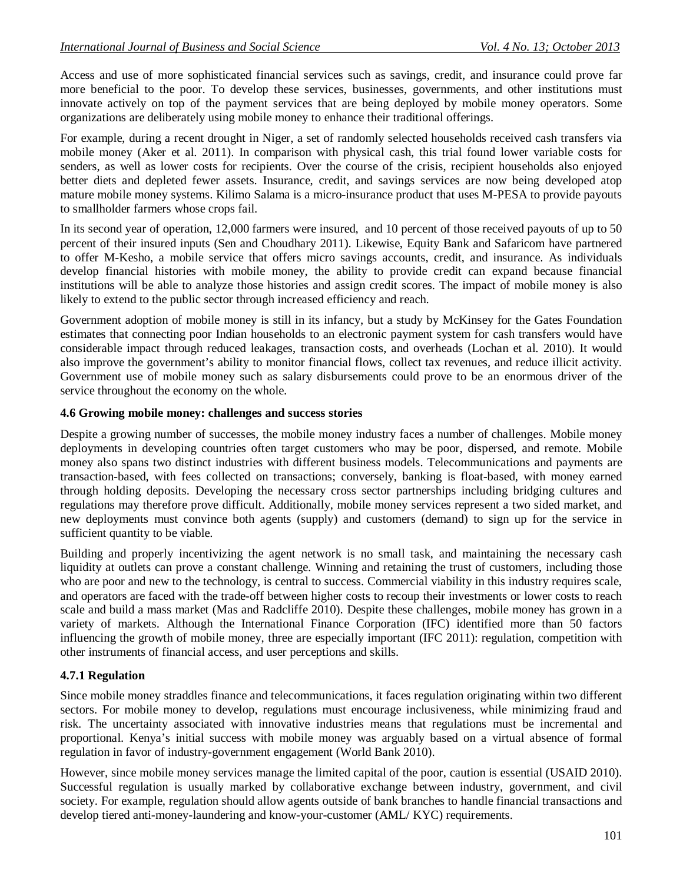Access and use of more sophisticated financial services such as savings, credit, and insurance could prove far more beneficial to the poor. To develop these services, businesses, governments, and other institutions must innovate actively on top of the payment services that are being deployed by mobile money operators. Some organizations are deliberately using mobile money to enhance their traditional offerings.

For example, during a recent drought in Niger, a set of randomly selected households received cash transfers via mobile money (Aker et al. 2011). In comparison with physical cash, this trial found lower variable costs for senders, as well as lower costs for recipients. Over the course of the crisis, recipient households also enjoyed better diets and depleted fewer assets. Insurance, credit, and savings services are now being developed atop mature mobile money systems. Kilimo Salama is a micro-insurance product that uses M-PESA to provide payouts to smallholder farmers whose crops fail.

In its second year of operation, 12,000 farmers were insured, and 10 percent of those received payouts of up to 50 percent of their insured inputs (Sen and Choudhary 2011). Likewise, Equity Bank and Safaricom have partnered to offer M-Kesho, a mobile service that offers micro savings accounts, credit, and insurance. As individuals develop financial histories with mobile money, the ability to provide credit can expand because financial institutions will be able to analyze those histories and assign credit scores. The impact of mobile money is also likely to extend to the public sector through increased efficiency and reach.

Government adoption of mobile money is still in its infancy, but a study by McKinsey for the Gates Foundation estimates that connecting poor Indian households to an electronic payment system for cash transfers would have considerable impact through reduced leakages, transaction costs, and overheads (Lochan et al. 2010). It would also improve the government's ability to monitor financial flows, collect tax revenues, and reduce illicit activity. Government use of mobile money such as salary disbursements could prove to be an enormous driver of the service throughout the economy on the whole.

### 4.6 Growing mobile money: challenges and success stories

Despite a growing number of successes, the mobile money industry faces a number of challenges. Mobile money deployments in developing countries often target customers who may be poor, dispersed, and remote. Mobile money also spans two distinct industries with different business models. Telecommunications and payments are transaction-based, with fees collected on transactions; conversely, banking is float-based, with money earned through holding deposits. Developing the necessary cross sector partnerships including bridging cultures and regulations may therefore prove difficult. Additionally, mobile money services represent a two sided market, and new deployments must convince both agents (supply) and customers (demand) to sign up for the service in sufficient quantity to be viable.

Building and properly incentivizing the agent network is no small task, and maintaining the necessary cash liquidity at outlets can prove a constant challenge. Winning and retaining the trust of customers, including those who are poor and new to the technology, is central to success. Commercial viability in this industry requires scale, and operators are faced with the trade-off between higher costs to recoup their investments or lower costs to reach scale and build a mass market (Mas and Radcliffe 2010). Despite these challenges, mobile money has grown in a variety of markets. Although the International Finance Corporation (IFC) identified more than 50 factors influencing the growth of mobile money, three are especially important (IFC 2011): regulation, competition with other instruments of financial access, and user perceptions and skills.

#### 4.7.1 Regulation

Since mobile money straddles finance and telecommunications, it faces regulation originating within two different sectors. For mobile money to develop, regulations must encourage inclusiveness, while minimizing fraud and risk. The uncertainty associated with innovative industries means that regulations must be incremental and proportional. Kenya's initial success with mobile money was arguably based on a virtual absence of formal regulation in favor of industry-government engagement (World Bank 2010).

However, since mobile money services manage the limited capital of the poor, caution is essential (USAID 2010). Successful regulation is usually marked by collaborative exchange between industry, government, and civil society. For example, regulation should allow agents outside of bank branches to handle financial transactions and develop tiered anti-money-laundering and know-your-customer (AML/ KYC) requirements.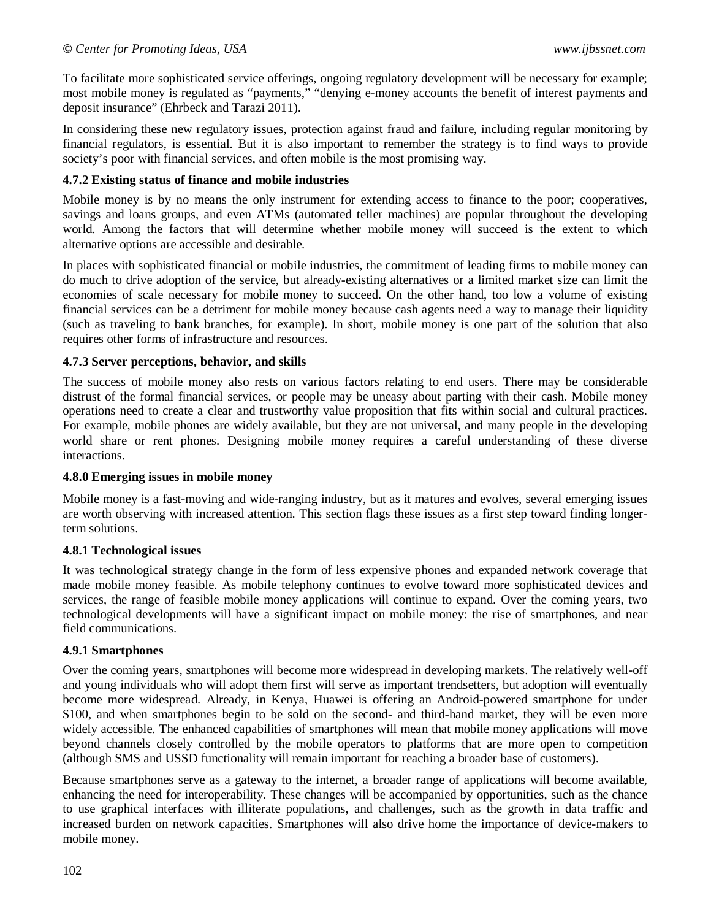To facilitate more sophisticated service offerings, ongoing regulatory development will be necessary for example; most mobile money is regulated as "payments," "denying e-money accounts the benefit of interest payments and deposit insurance" (Ehrbeck and Tarazi 2011).

In considering these new regulatory issues, protection against fraud and failure, including regular monitoring by financial regulators, is essential. But it is also important to remember the strategy is to find ways to provide society's poor with financial services, and often mobile is the most promising way.

### 4.7.2 Existing status of finance and mobile industries

Mobile money is by no means the only instrument for extending access to finance to the poor; cooperatives, savings and loans groups, and even ATMs (automated teller machines) are popular throughout the developing world. Among the factors that will determine whether mobile money will succeed is the extent to which alternative options are accessible and desirable.

In places with sophisticated financial or mobile industries, the commitment of leading firms to mobile money can do much to drive adoption of the service, but already-existing alternatives or a limited market size can limit the economies of scale necessary for mobile money to succeed. On the other hand, too low a volume of existing financial services can be a detriment for mobile money because cash agents need a way to manage their liquidity (such as traveling to bank branches, for example). In short, mobile money is one part of the solution that also requires other forms of infrastructure and resources.

### 4.7.3 Server perceptions, behavior, and skills

The success of mobile money also rests on various factors relating to end users. There may be considerable distrust of the formal financial services, or people may be uneasy about parting with their cash. Mobile money operations need to create a clear and trustworthy value proposition that fits within social and cultural practices. For example, mobile phones are widely available, but they are not universal, and many people in the developing world share or rent phones. Designing mobile money requires a careful understanding of these diverse interactions.

### 4.8.0 Emerging issues in mobile money

Mobile money is a fast-moving and wide-ranging industry, but as it matures and evolves, several emerging issues are worth observing with increased attention. This section flags these issues as a first step toward finding longer-term solutions.

### 4.8.1 Technological issues

It was technological strategy change in the form of less expensive phones and expanded network coverage that made mobile money feasible. As mobile telephony continues to evolve toward more sophisticated devices and services, the range of feasible mobile money applications will continue to expand. Over the coming years, two technological developments will have a significant impact on mobile money: the rise of smartphones, and near field communications.

### 4.9.1 Smartphones

Over the coming years, smartphones will become more widespread in developing markets. The relatively well-off and young individuals who will adopt them first will serve as important trendsetters, but adoption will eventually become more widespread. Already, in Kenya, Huawei is offering an Android-powered smartphone for under \$100, and when smartphones begin to be sold on the second- and third-hand market, they will be even more widely accessible. The enhanced capabilities of smartphones will mean that mobile money applications will move beyond channels closely controlled by the mobile operators to platforms that are more open to competition (although SMS and USSD functionality will remain important for reaching a broader base of customers).

Because smartphones serve as a gateway to the internet, a broader range of applications will become available, enhancing the need for interoperability. These changes will be accompanied by opportunities, such as the chance to use graphical interfaces with illiterate populations, and challenges, such as the growth in data traffic and increased burden on network capacities. Smartphones will also drive home the importance of device-makers to mobile money.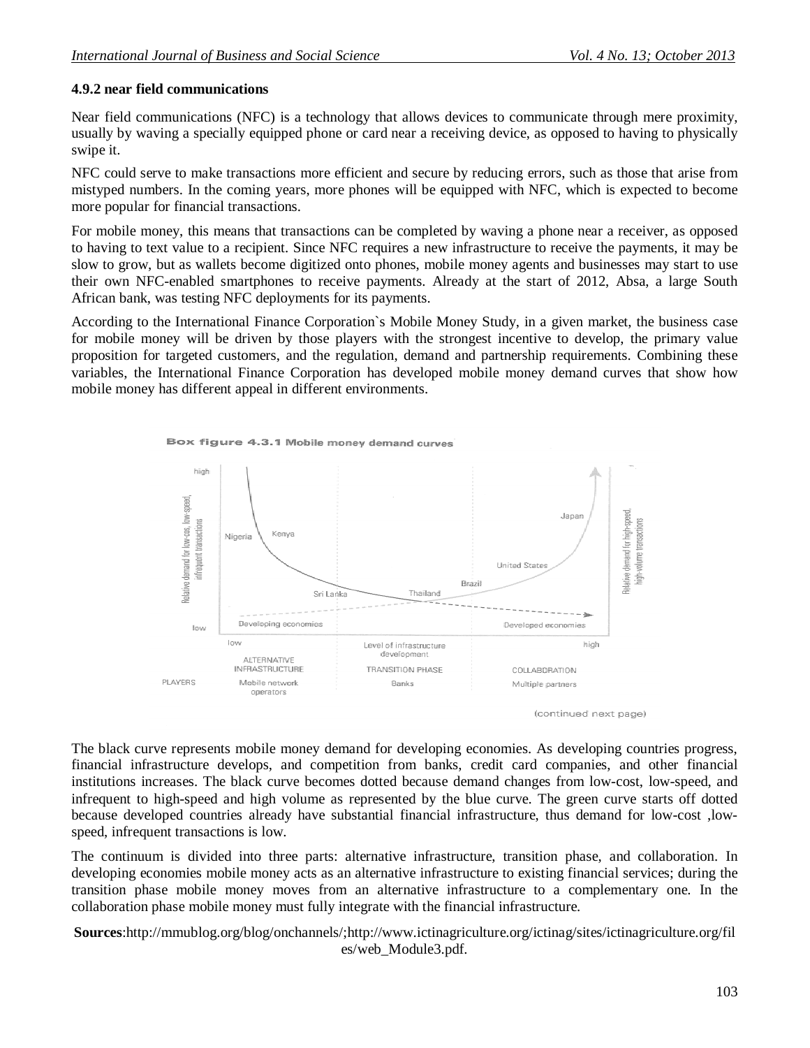#### 4.9.2 near field communications

Near field communications (NFC) is a technology that allows devices to communicate through mere proximity, usually by waving a specially equipped phone or card near a receiving device, as opposed to having to physically swipe it.

NFC could serve to make transactions more efficient and secure by reducing errors, such as those that arise from mistyped numbers. In the coming years, more phones will be equipped with NFC, which is expected to become more popular for financial transactions.

For mobile money, this means that transactions can be completed by waving a phone near a receiver, as opposed to having to text value to a recipient. Since NFC requires a new infrastructure to receive the payments, it may be slow to grow, but as wallets become digitized onto phones, mobile money agents and businesses may start to use their own NFC-enabled smartphones to receive payments. Already at the start of 2012, Absa, a large South African bank, was testing NFC deployments for its payments.

According to the International Finance Corporation`s Mobile Money Study, in a given market, the business case for mobile money will be driven by those players with the strongest incentive to develop, the primary value proposition for targeted customers, and the regulation, demand and partnership requirements. Combining these variables, the International Finance Corporation has developed mobile money demand curves that show how mobile money has different appeal in different environments.

**Box figure 4.3.1 Mobile money demand curves**

(continued next page)

The black curve represents mobile money demand for developing economies. As developing countries progress, financial infrastructure develops, and competition from banks, credit card companies, and other financial institutions increases. The black curve becomes dotted because demand changes from low-cost, low-speed, and infrequent to high-speed and high volume as represented by the blue curve. The green curve starts off dotted because developed countries already have substantial financial infrastructure, thus demand for low-cost ,low-speed, infrequent transactions is low.

The continuum is divided into three parts: alternative infrastructure, transition phase, and collaboration. In developing economies mobile money acts as an alternative infrastructure to existing financial services; during the transition phase mobile money moves from an alternative infrastructure to a complementary one. In the collaboration phase mobile money must fully integrate with the financial infrastructure.

**Sources**:http://mmublog.org/blog/onchannels/;http://www.ictinagriculture.org/ictinag/sites/ictinagriculture.org/files/web_Module3.pdf.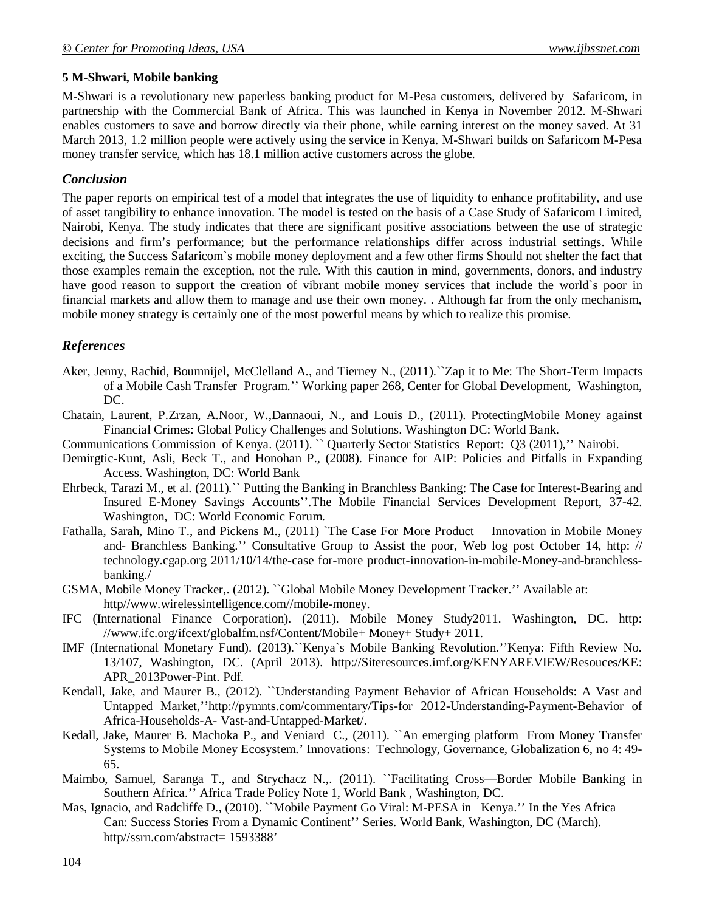**5 M-Shwari, Mobile banking**

M-Shwari is a revolutionary new paperless banking product for M-Pesa customers, delivered by Safaricom, in partnership with the Commercial Bank of Africa. This was launched in Kenya in November 2012. M-Shwari enables customers to save and borrow directly via their phone, while earning interest on the money saved. At 31 March 2013, 1.2 million people were actively using the service in Kenya. M-Shwari builds on Safaricom M-Pesa money transfer service, which has 18.1 million active customers across the globe.

## *Conclusion*

The paper reports on empirical test of a model that integrates the use of liquidity to enhance profitability, and use of asset tangibility to enhance innovation. The model is tested on the basis of a Case Study of Safaricom Limited, Nairobi, Kenya. The study indicates that there are significant positive associations between the use of strategic decisions and firm's performance; but the performance relationships differ across industrial settings. While exciting, the Success Safaricom`s mobile money deployment and a few other firms Should not shelter the fact that those examples remain the exception, not the rule. With this caution in mind, governments, donors, and industry have good reason to support the creation of vibrant mobile money services that include the world`s poor in financial markets and allow them to manage and use their own money. . Although far from the only mechanism, mobile money strategy is certainly one of the most powerful means by which to realize this promise.

## *References*

Aker, Jenny, Rachid, Boumnijel, McClelland A., and Tierney N., (2011).``Zap it to Me: The Short-Term Impacts of a Mobile Cash Transfer Program.'' Working paper 268, Center for Global Development, Washington, DC.

Chatain, Laurent, P.Zrzan, A.Noor, W.,Dannaoui, N., and Louis D., (2011). ProtectingMobile Money against Financial Crimes: Global Policy Challenges and Solutions. Washington DC: World Bank.

Communications Commission of Kenya. (2011). `` Quarterly Sector Statistics Report: Q3 (2011),'' Nairobi.

Demirgtic-Kunt, Asli, Beck T., and Honohan P., (2008). Finance for AIP: Policies and Pitfalls in Expanding Access. Washington, DC: World Bank

Ehrbeck, Tarazi M., et al. (2011).`` Putting the Banking in Branchless Banking: The Case for Interest-Bearing and Insured E-Money Savings Accounts''.The Mobile Financial Services Development Report, 37-42. Washington, DC: World Economic Forum.

Fathalla, Sarah, Mino T., and Pickens M., (2011) `The Case For More Product Innovation in Mobile Money and- Branchless Banking.'' Consultative Group to Assist the poor, Web log post October 14, http: // technology.cgap.org 2011/10/14/the-case for-more product-innovation-in-mobile-Money-and-branchless-banking./

GSMA, Mobile Money Tracker,. (2012). ``Global Mobile Money Development Tracker.'' Available at: http//www.wirelessintelligence.com//mobile-money.

IFC (International Finance Corporation). (2011). Mobile Money Study2011. Washington, DC. http: //www.ifc.org/ifcext/globalfm.nsf/Content/Mobile+ Money+ Study+ 2011.

IMF (International Monetary Fund). (2013).``Kenya`s Mobile Banking Revolution.''Kenya: Fifth Review No. 13/107, Washington, DC. (April 2013). http://Siteresources.imf.org/KENYAREVIEW/Resouces/KE: APR_2013Power-Pint. Pdf.

Kendall, Jake, and Maurer B., (2012). ``Understanding Payment Behavior of African Households: A Vast and Untapped Market,''http://pymnts.com/commentary/Tips-for 2012-Understanding-Payment-Behavior of Africa-Households-A- Vast-and-Untapped-Market/.

Kedall, Jake, Maurer B. Machoka P., and Veniard C., (2011). ``An emerging platform From Money Transfer Systems to Mobile Money Ecosystem.' Innovations: Technology, Governance, Globalization 6, no 4: 49-65.

Maimbo, Samuel, Saranga T., and Strychacz N.,. (2011). ``Facilitating Cross—Border Mobile Banking in Southern Africa.'' Africa Trade Policy Note 1, World Bank , Washington, DC.

Mas, Ignacio, and Radcliffe D., (2010). ``Mobile Payment Go Viral: M-PESA in Kenya.'' In the Yes Africa Can: Success Stories From a Dynamic Continent'' Series. World Bank, Washington, DC (March). http//ssrn.com/abstract= 1593388'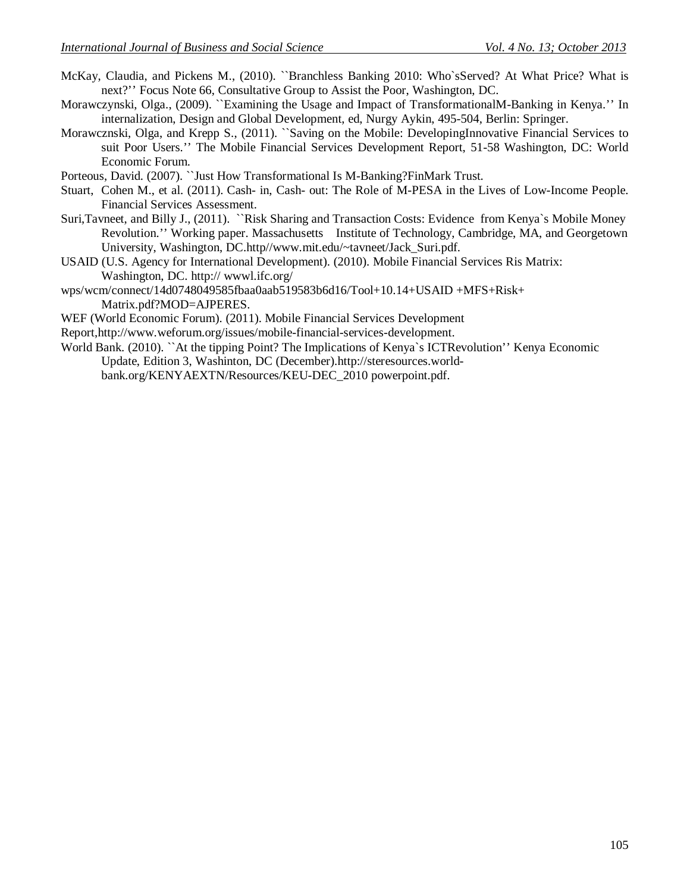McKay, Claudia, and Pickens M., (2010). ``Branchless Banking 2010: Who`sServed? At What Price? What is next?'' Focus Note 66, Consultative Group to Assist the Poor, Washington, DC.

Morawczynski, Olga., (2009). ``Examining the Usage and Impact of TransformationalM-Banking in Kenya.'' In internalization, Design and Global Development, ed, Nurgy Aykin, 495-504, Berlin: Springer.

Morawcznski, Olga, and Krepp S., (2011). ``Saving on the Mobile: DevelopingInnovative Financial Services to suit Poor Users.'' The Mobile Financial Services Development Report, 51-58 Washington, DC: World Economic Forum.

Porteous, David. (2007). ``Just How Transformational Is M-Banking?FinMark Trust.

Stuart, Cohen M., et al. (2011). Cash- in, Cash- out: The Role of M-PESA in the Lives of Low-Income People. Financial Services Assessment.

Suri,Tavneet, and Billy J., (2011). ``Risk Sharing and Transaction Costs: Evidence from Kenya`s Mobile Money Revolution.'' Working paper. Massachusetts Institute of Technology, Cambridge, MA, and Georgetown University, Washington, DC.http//www.mit.edu/~tavneet/Jack_Suri.pdf.

USAID (U.S. Agency for International Development). (2010). Mobile Financial Services Ris Matrix: Washington, DC. http:// wwwl.ifc.org/
wps/wcm/connect/14d0748049585fbaa0aab519583b6d16/Tool+10.14+USAID +MFS+Risk+ Matrix.pdf?MOD=AJPERES.

WEF (World Economic Forum). (2011). Mobile Financial Services Development
Report,http://www.weforum.org/issues/mobile-financial-services-development.

World Bank. (2010). ``At the tipping Point? The Implications of Kenya`s ICTRevolution'' Kenya Economic Update, Edition 3, Washinton, DC (December).http://steresources.world-bank.org/KENYAEXTN/Resources/KEU-DEC_2010 powerpoint.pdf.